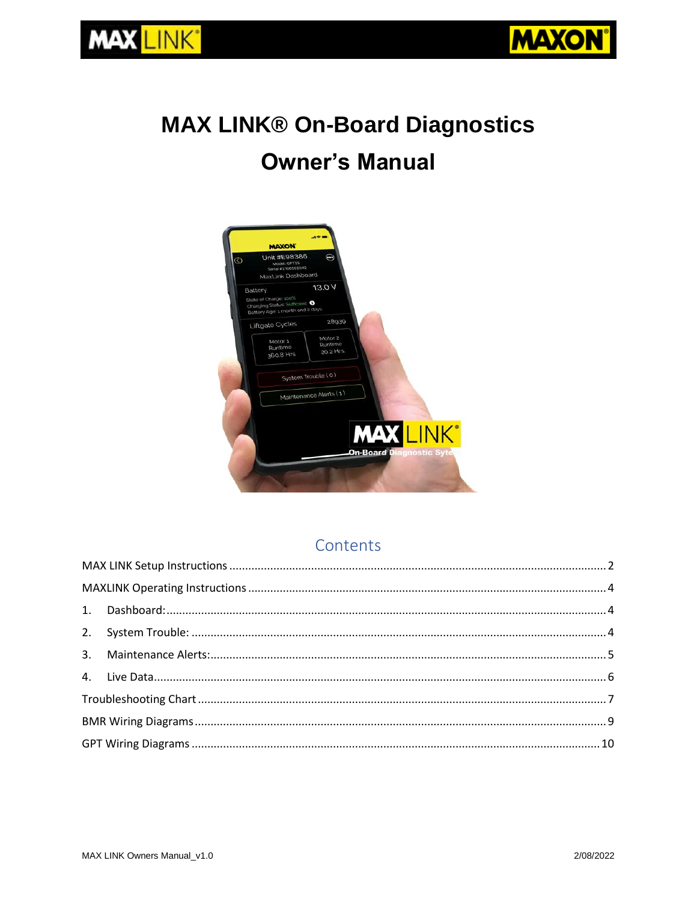# MAX LINK® On-Board Diagnostics

# Owner's Manual

## Contents

- MAX LINK Setup Instructions ..... 2
- MAXLINK Operating Instructions ..... 4
  1. Dashboard: ..... 4
  2. System Trouble: ..... 4
  3. Maintenance Alerts: ..... 5
  4. Live Data ..... 6
- Troubleshooting Chart ..... 7
- BMR Wiring Diagrams ..... 9
- GPT Wiring Diagrams ..... 10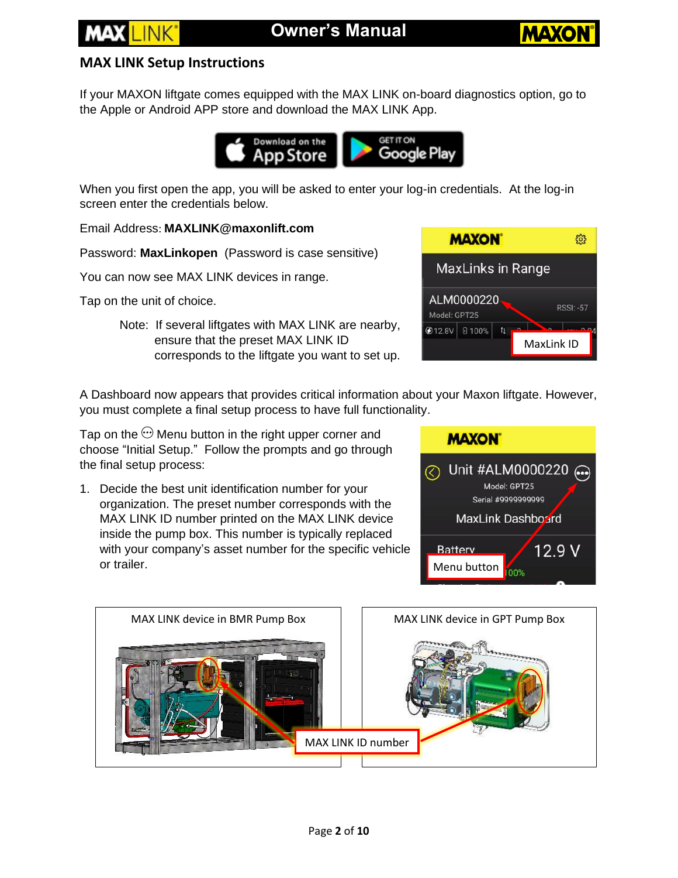## MAX LINK Setup Instructions

If your MAXON liftgate comes equipped with the MAX LINK on-board diagnostics option, go to the Apple or Android APP store and download the MAX LINK App.

When you first open the app, you will be asked to enter your log-in credentials. At the log-in screen enter the credentials below.

Email Address: **MAXLINK@maxonlift.com**

Password: **MaxLinkopen** (Password is case sensitive)

You can now see MAX LINK devices in range.

Tap on the unit of choice.

> Note: If several liftgates with MAX LINK are nearby, ensure that the preset MAX LINK ID corresponds to the liftgate you want to set up.

A Dashboard now appears that provides critical information about your Maxon liftgate. However, you must complete a final setup process to have full functionality.

Tap on the ⋯ Menu button in the right upper corner and choose "Initial Setup." Follow the prompts and go through the final setup process:

1. Decide the best unit identification number for your organization. The preset number corresponds with the MAX LINK ID number printed on the MAX LINK device inside the pump box. This number is typically replaced with your company's asset number for the specific vehicle or trailer.

MAX LINK device in BMR Pump Box

MAX LINK device in GPT Pump Box

MAX LINK ID number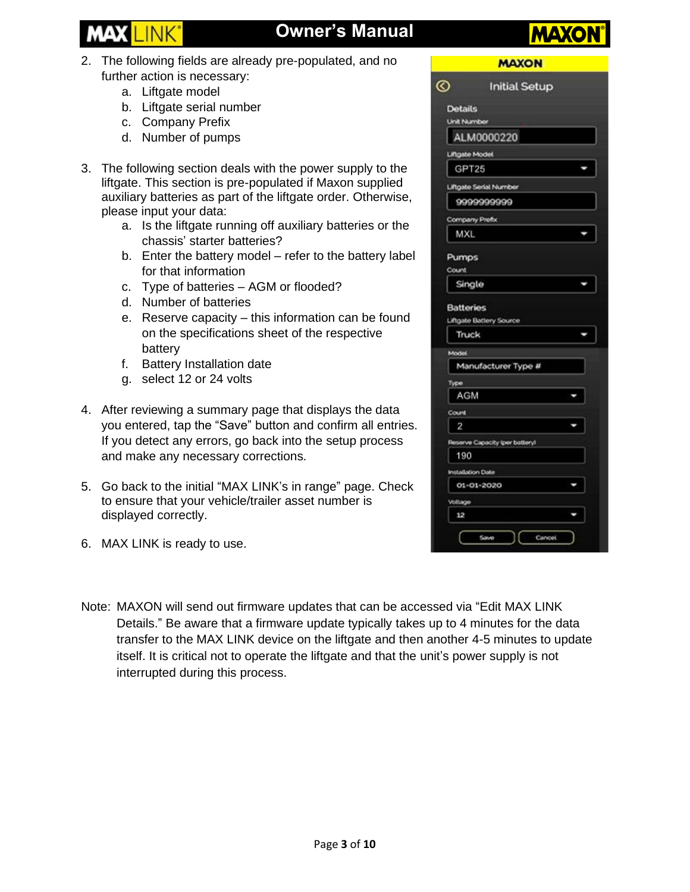2. The following fields are already pre-populated, and no further action is necessary:
    a. Liftgate model
    b. Liftgate serial number
    c. Company Prefix
    d. Number of pumps

3. The following section deals with the power supply to the liftgate. This section is pre-populated if Maxon supplied auxiliary batteries as part of the liftgate order. Otherwise, please input your data:
    a. Is the liftgate running off auxiliary batteries or the chassis' starter batteries?
    b. Enter the battery model – refer to the battery label for that information
    c. Type of batteries – AGM or flooded?
    d. Number of batteries
    e. Reserve capacity – this information can be found on the specifications sheet of the respective battery
    f. Battery Installation date
    g. select 12 or 24 volts

4. After reviewing a summary page that displays the data you entered, tap the "Save" button and confirm all entries. If you detect any errors, go back into the setup process and make any necessary corrections.

5. Go back to the initial "MAX LINK's in range" page. Check to ensure that your vehicle/trailer asset number is displayed correctly.

6. MAX LINK is ready to use.

Note: MAXON will send out firmware updates that can be accessed via "Edit MAX LINK Details." Be aware that a firmware update typically takes up to 4 minutes for the data transfer to the MAX LINK device on the liftgate and then another 4-5 minutes to update itself. It is critical not to operate the liftgate and that the unit's power supply is not interrupted during this process.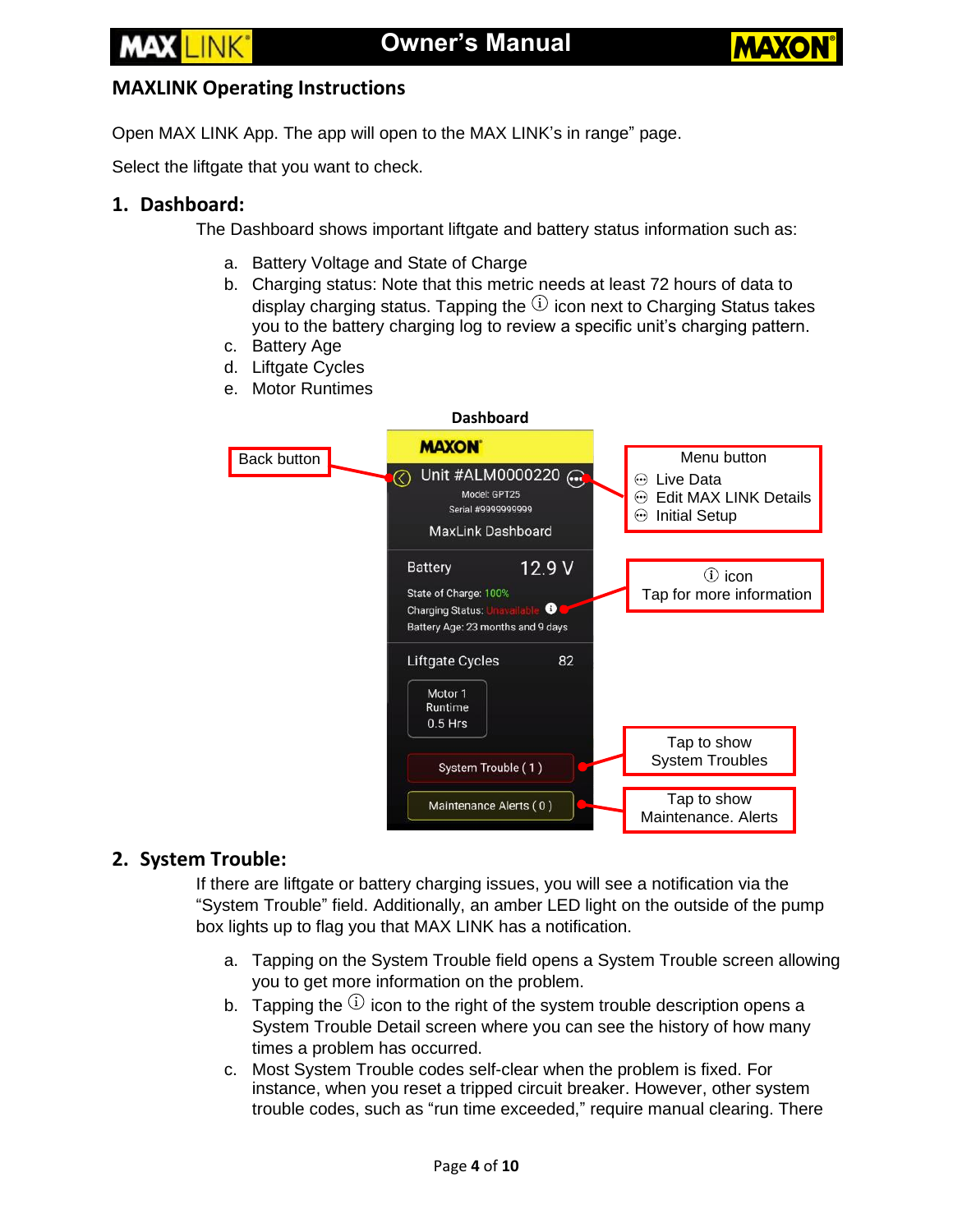## MAXLINK Operating Instructions

Open MAX LINK App. The app will open to the MAX LINK's in range" page.

Select the liftgate that you want to check.

### 1. Dashboard:

The Dashboard shows important liftgate and battery status information such as:

a. Battery Voltage and State of Charge
b. Charging status: Note that this metric needs at least 72 hours of data to display charging status. Tapping the ⓘ icon next to Charging Status takes you to the battery charging log to review a specific unit's charging pattern.
c. Battery Age
d. Liftgate Cycles
e. Motor Runtimes

**Dashboard**

Back button

Unit #ALM0000220
Model: GPT25
Serial #9999999999
MaxLink Dashboard

Battery 12.9 V
State of Charge: 100%
Charging Status: Unavailable
Battery Age: 23 months and 9 days

Liftgate Cycles 82

Motor 1 Runtime 0.5 Hrs

System Trouble ( 1 )

Maintenance Alerts ( 0 )

Menu button
- Live Data
- Edit MAX LINK Details
- Initial Setup

ⓘ icon
Tap for more information

Tap to show System Troubles

Tap to show Maintenance. Alerts

### 2. System Trouble:

If there are liftgate or battery charging issues, you will see a notification via the "System Trouble" field. Additionally, an amber LED light on the outside of the pump box lights up to flag you that MAX LINK has a notification.

a. Tapping on the System Trouble field opens a System Trouble screen allowing you to get more information on the problem.
b. Tapping the ⓘ icon to the right of the system trouble description opens a System Trouble Detail screen where you can see the history of how many times a problem has occurred.
c. Most System Trouble codes self-clear when the problem is fixed. For instance, when you reset a tripped circuit breaker. However, other system trouble codes, such as "run time exceeded," require manual clearing. There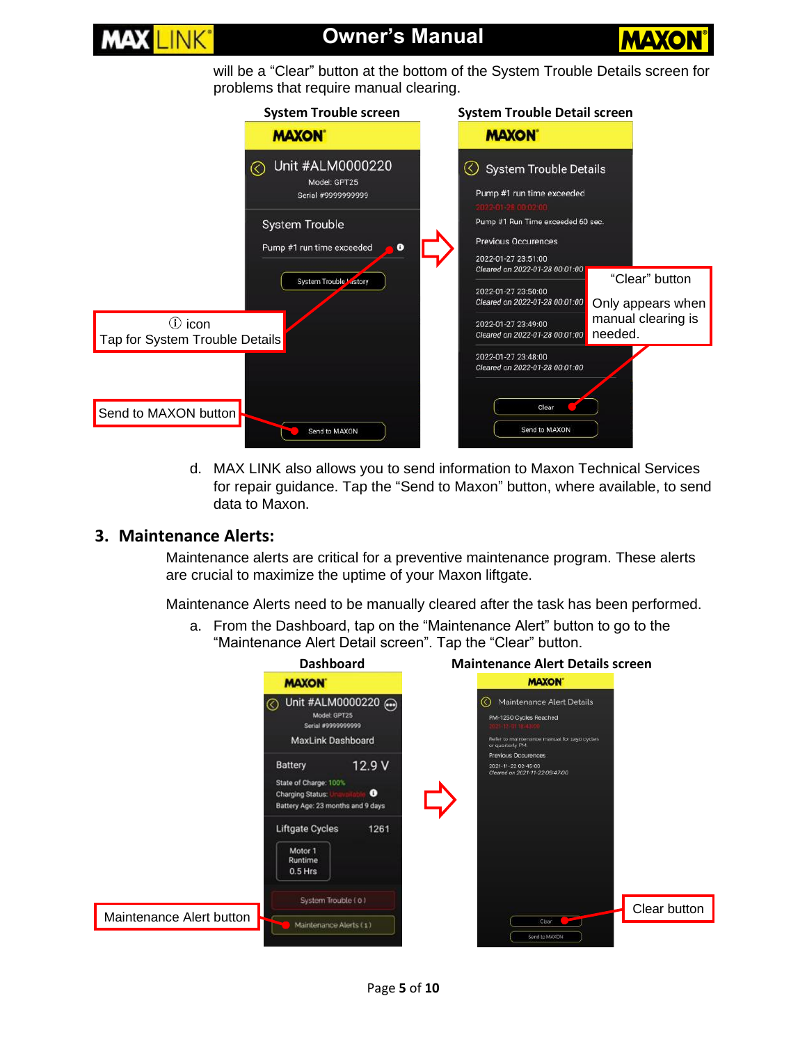will be a "Clear" button at the bottom of the System Trouble Details screen for problems that require manual clearing.

**System Trouble screen** | **System Trouble Detail screen**

ⓘ icon
Tap for System Trouble Details

Send to MAXON button

"Clear" button
Only appears when manual clearing is needed.

d. MAX LINK also allows you to send information to Maxon Technical Services for repair guidance. Tap the "Send to Maxon" button, where available, to send data to Maxon.

## 3. Maintenance Alerts:

Maintenance alerts are critical for a preventive maintenance program. These alerts are crucial to maximize the uptime of your Maxon liftgate.

Maintenance Alerts need to be manually cleared after the task has been performed.

a. From the Dashboard, tap on the "Maintenance Alert" button to go to the "Maintenance Alert Detail screen". Tap the "Clear" button.

**Dashboard** | **Maintenance Alert Details screen**

Maintenance Alert button

Clear button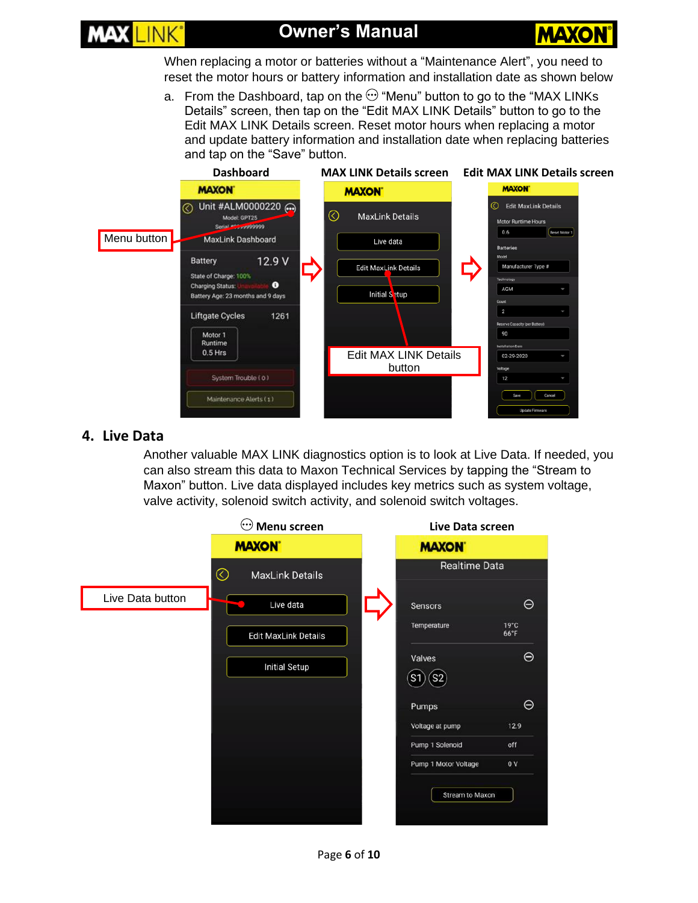When replacing a motor or batteries without a "Maintenance Alert", you need to reset the motor hours or battery information and installation date as shown below

a. From the Dashboard, tap on the ⋯ "Menu" button to go to the "MAX LINKs Details" screen, then tap on the "Edit MAX LINK Details" button to go to the Edit MAX LINK Details screen. Reset motor hours when replacing a motor and update battery information and installation date when replacing batteries and tap on the "Save" button.

**Dashboard** | **MAX LINK Details screen** | **Edit MAX LINK Details screen**

Menu button

Edit MAX LINK Details button

## 4. Live Data

Another valuable MAX LINK diagnostics option is to look at Live Data. If needed, you can also stream this data to Maxon Technical Services by tapping the "Stream to Maxon" button. Live data displayed includes key metrics such as system voltage, valve activity, solenoid switch activity, and solenoid switch voltages.

**⋯ Menu screen** | **Live Data screen**

Live Data button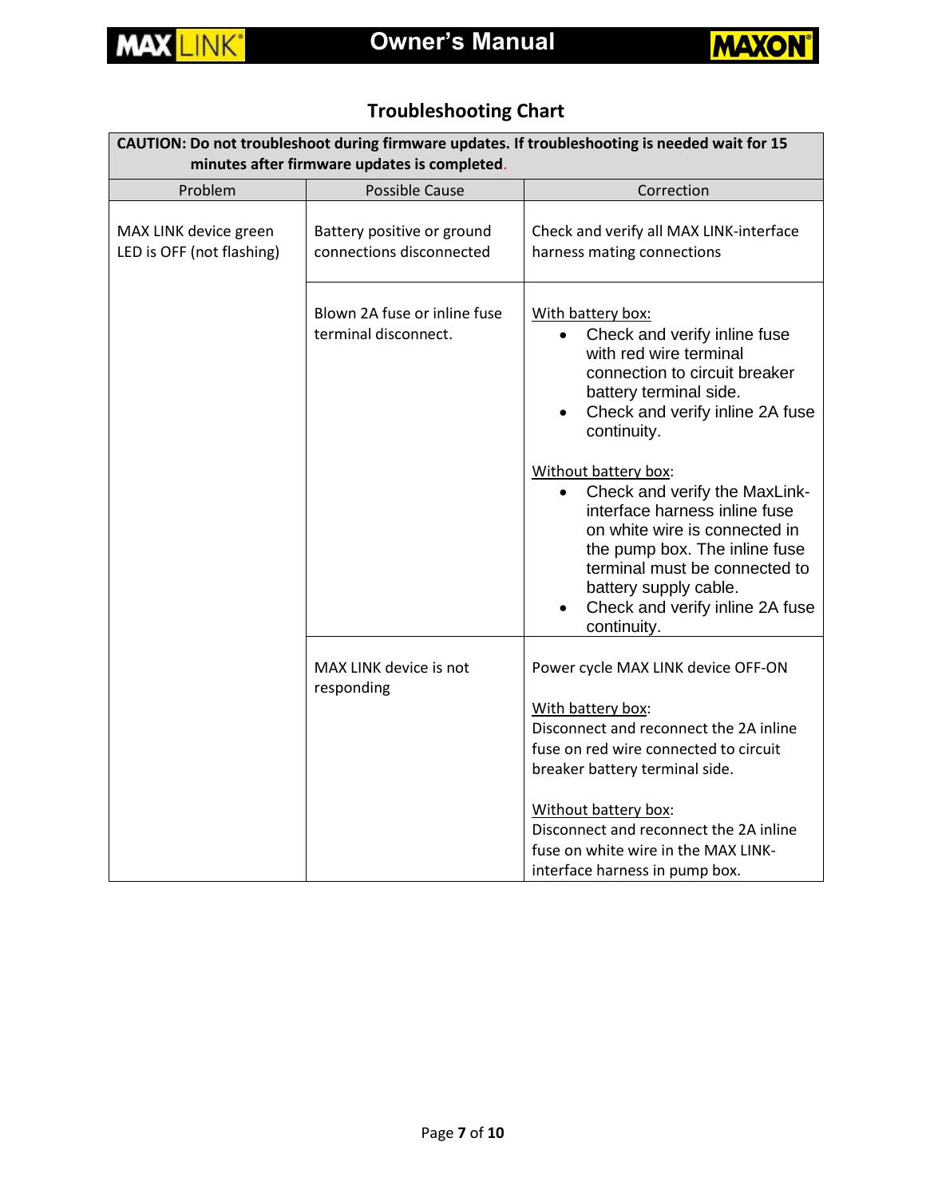## Troubleshooting Chart

| **CAUTION: Do not troubleshoot during firmware updates. If troubleshooting is needed wait for 15 minutes after firmware updates is completed.** | | |
|---|---|---|
| Problem | Possible Cause | Correction |
| MAX LINK device green LED is OFF (not flashing) | Battery positive or ground connections disconnected | Check and verify all MAX LINK-interface harness mating connections |
| | Blown 2A fuse or inline fuse terminal disconnect. | <u>With battery box:</u><br>• Check and verify inline fuse with red wire terminal connection to circuit breaker battery terminal side.<br>• Check and verify inline 2A fuse continuity.<br><br><u>Without battery box</u>:<br>• Check and verify the MaxLink-interface harness inline fuse on white wire is connected in the pump box. The inline fuse terminal must be connected to battery supply cable.<br>• Check and verify inline 2A fuse continuity. |
| | MAX LINK device is not responding | Power cycle MAX LINK device OFF-ON<br><br><u>With battery box</u>:<br>Disconnect and reconnect the 2A inline fuse on red wire connected to circuit breaker battery terminal side.<br><br><u>Without battery box</u>:<br>Disconnect and reconnect the 2A inline fuse on white wire in the MAX LINK-interface harness in pump box. |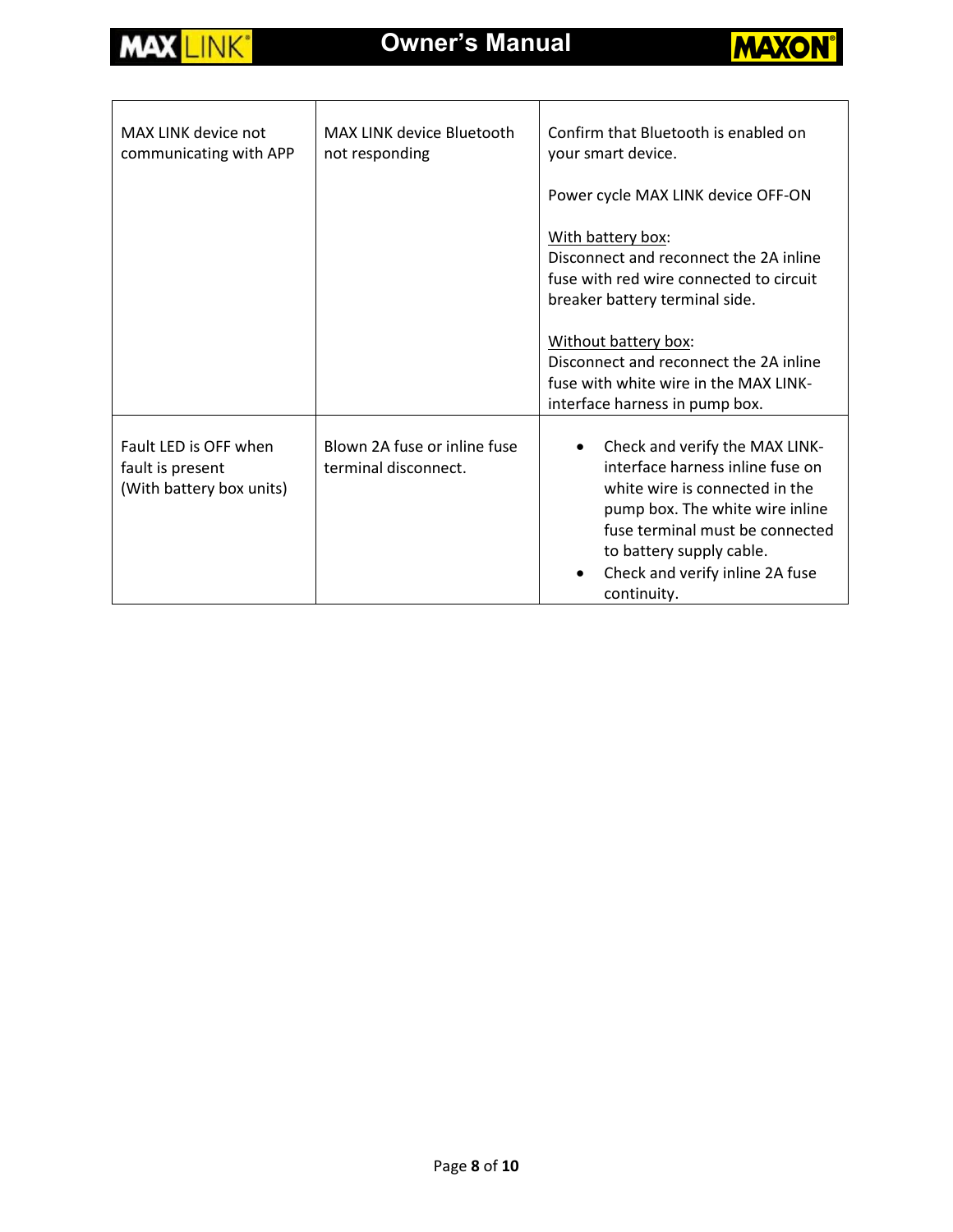| | | |
|---|---|---|
| MAX LINK device not communicating with APP | MAX LINK device Bluetooth not responding | Confirm that Bluetooth is enabled on your smart device.<br><br>Power cycle MAX LINK device OFF-ON<br><br><u>With battery box</u>:<br>Disconnect and reconnect the 2A inline fuse with red wire connected to circuit breaker battery terminal side.<br><br><u>Without battery box</u>:<br>Disconnect and reconnect the 2A inline fuse with white wire in the MAX LINK-interface harness in pump box. |
| Fault LED is OFF when fault is present (With battery box units) | Blown 2A fuse or inline fuse terminal disconnect. | • Check and verify the MAX LINK-interface harness inline fuse on white wire is connected in the pump box. The white wire inline fuse terminal must be connected to battery supply cable.<br>• Check and verify inline 2A fuse continuity. |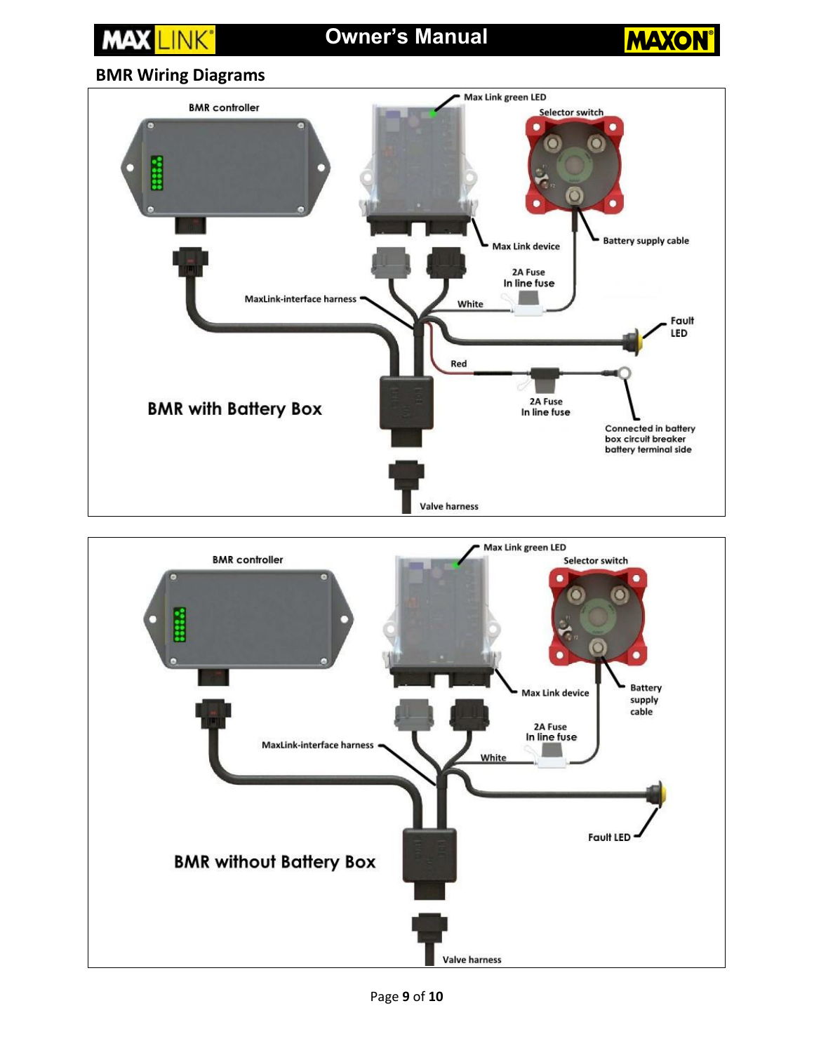## BMR Wiring Diagrams

BMR controller

Max Link green LED

Selector switch

Max Link device

Battery supply cable

2A Fuse
In line fuse

MaxLink-interface harness

White

Fault LED

Red

2A Fuse
In line fuse

Connected in battery box circuit breaker battery terminal side

**BMR with Battery Box**

Valve harness

BMR controller

Max Link green LED

Selector switch

Max Link device

Battery supply cable

2A Fuse
In line fuse

MaxLink-interface harness

White

Fault LED

**BMR without Battery Box**

Valve harness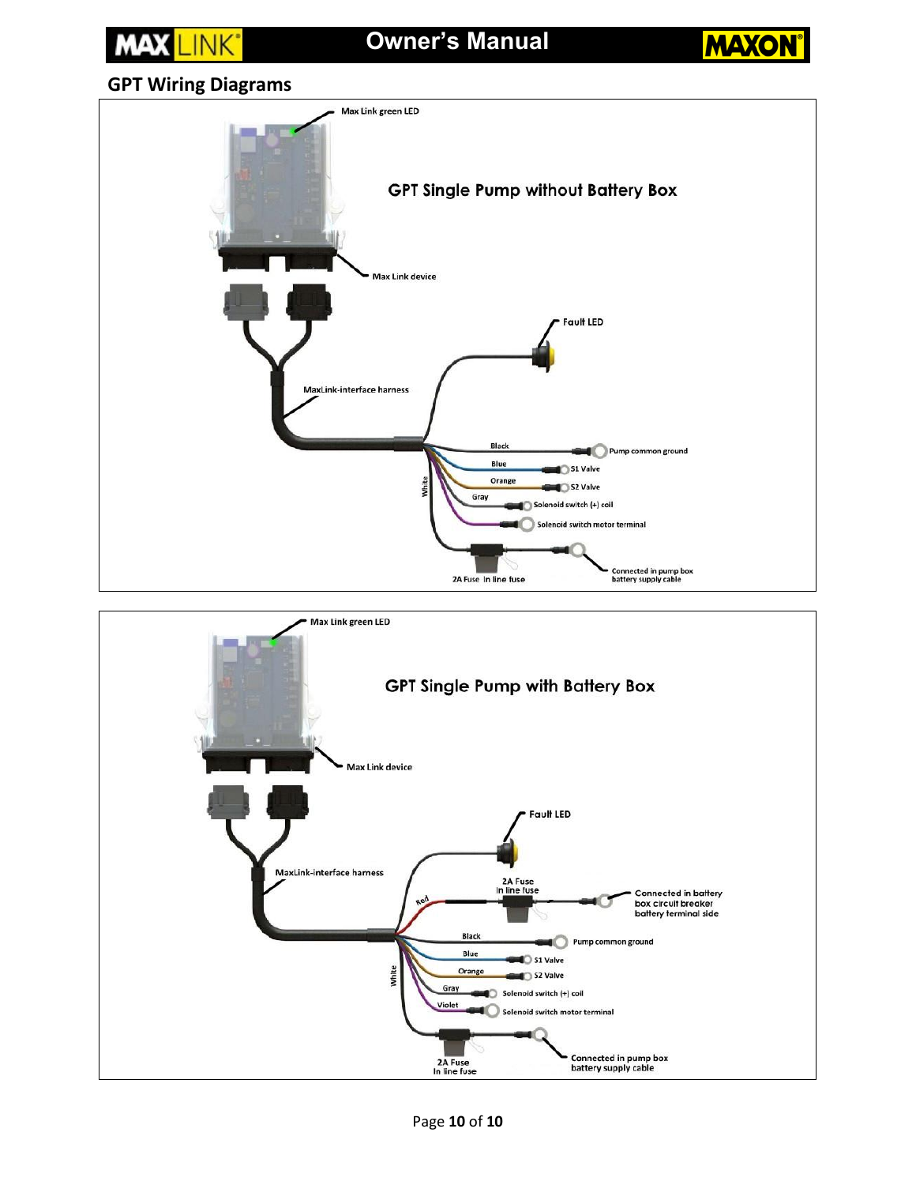## GPT Wiring Diagrams

GPT Single Pump without Battery Box

Max Link green LED

Max Link device

Fault LED

MaxLink-interface harness

Black

Pump common ground

Blue

S1 Valve

Orange

S2 Valve

Gray

Solenoid switch (+) coil

White

Solenoid switch motor terminal

2A Fuse In line fuse

Connected in pump box battery supply cable

GPT Single Pump with Battery Box

Max Link green LED

Max Link device

Fault LED

MaxLink-interface harness

Red

2A Fuse In line fuse

Connected in battery box circuit breaker battery terminal side

Black

Pump common ground

Blue

S1 Valve

Orange

S2 Valve

Gray

Solenoid switch (+) coil

Violet

Solenoid switch motor terminal

White

2A Fuse In line fuse

Connected in pump box battery supply cable